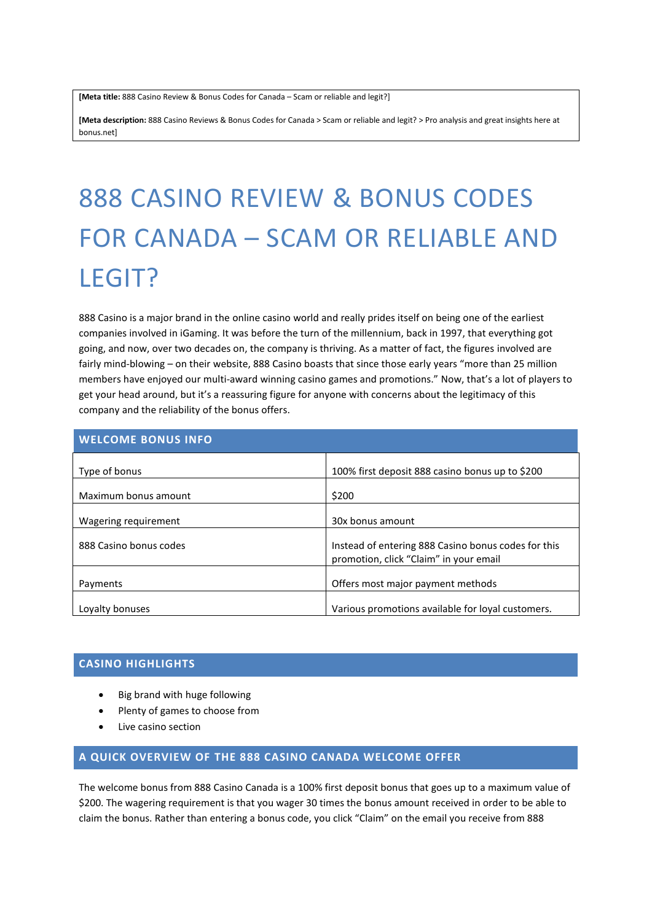**[Meta title:** 888 Casino Review & Bonus Codes for Canada – Scam or reliable and legit?]

**[Meta description:** 888 Casino Reviews & Bonus Codes for Canada > Scam or reliable and legit? > Pro analysis and great insights here at bonus.net]

# 888 CASINO REVIEW & BONUS CODES FOR CANADA – SCAM OR RELIABLE AND LEGIT?

888 Casino is a major brand in the online casino world and really prides itself on being one of the earliest companies involved in iGaming. It was before the turn of the millennium, back in 1997, that everything got going, and now, over two decades on, the company is thriving. As a matter of fact, the figures involved are fairly mind-blowing – on their website, 888 Casino boasts that since those early years "more than 25 million members have enjoyed our multi-award winning casino games and promotions." Now, that's a lot of players to get your head around, but it's a reassuring figure for anyone with concerns about the legitimacy of this company and the reliability of the bonus offers.

## WELCOME BONUS INFO

| | |
|---|---|
| Type of bonus | 100% first deposit 888 casino bonus up to $200 |
| Maximum bonus amount | $200 |
| Wagering requirement | 30x bonus amount |
| 888 Casino bonus codes | Instead of entering 888 Casino bonus codes for this promotion, click "Claim" in your email |
| Payments | Offers most major payment methods |
| Loyalty bonuses | Various promotions available for loyal customers. |

## CASINO HIGHLIGHTS

- Big brand with huge following
- Plenty of games to choose from
- Live casino section

## A QUICK OVERVIEW OF THE 888 CASINO CANADA WELCOME OFFER

The welcome bonus from 888 Casino Canada is a 100% first deposit bonus that goes up to a maximum value of $200. The wagering requirement is that you wager 30 times the bonus amount received in order to be able to claim the bonus. Rather than entering a bonus code, you click "Claim" on the email you receive from 888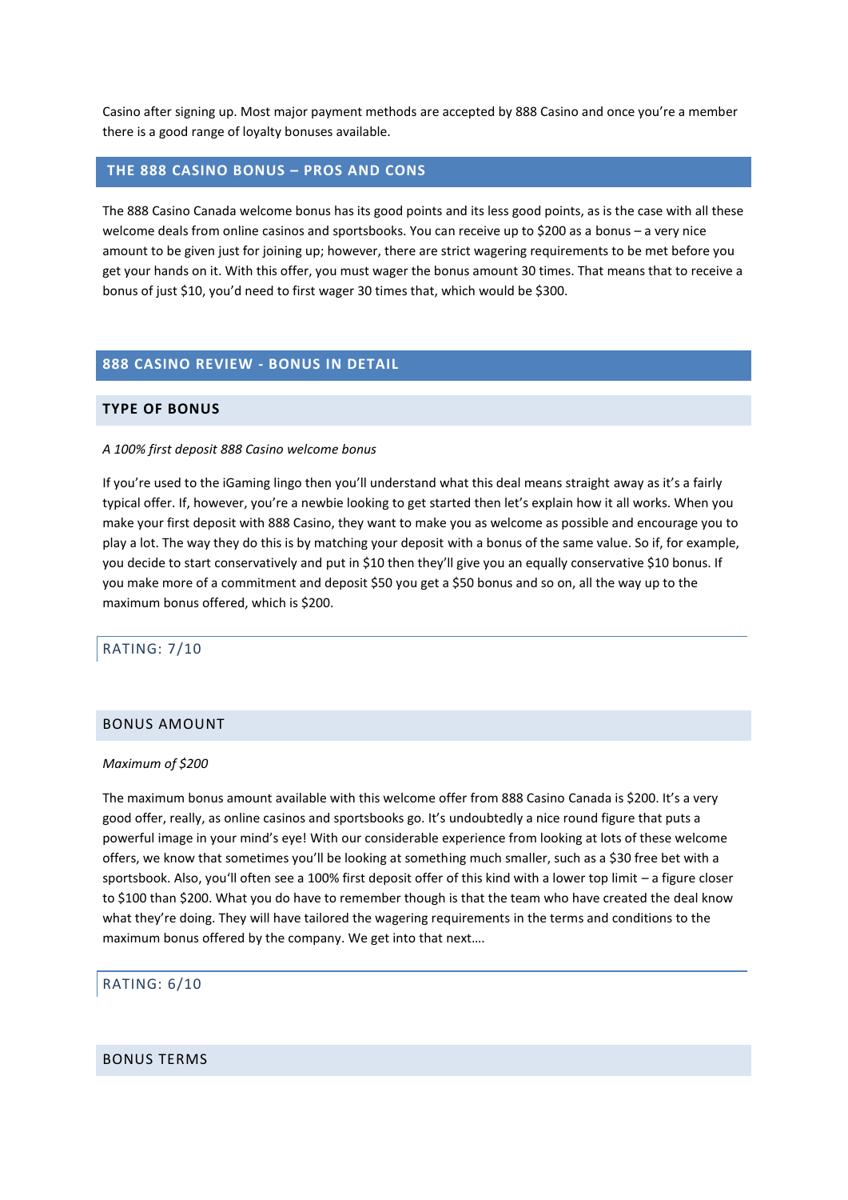Casino after signing up. Most major payment methods are accepted by 888 Casino and once you're a member there is a good range of loyalty bonuses available.

## THE 888 CASINO BONUS – PROS AND CONS

The 888 Casino Canada welcome bonus has its good points and its less good points, as is the case with all these welcome deals from online casinos and sportsbooks. You can receive up to $200 as a bonus – a very nice amount to be given just for joining up; however, there are strict wagering requirements to be met before you get your hands on it. With this offer, you must wager the bonus amount 30 times. That means that to receive a bonus of just $10, you'd need to first wager 30 times that, which would be $300.

## 888 CASINO REVIEW - BONUS IN DETAIL

### TYPE OF BONUS

*A 100% first deposit 888 Casino welcome bonus*

If you're used to the iGaming lingo then you'll understand what this deal means straight away as it's a fairly typical offer. If, however, you're a newbie looking to get started then let's explain how it all works. When you make your first deposit with 888 Casino, they want to make you as welcome as possible and encourage you to play a lot. The way they do this is by matching your deposit with a bonus of the same value. So if, for example, you decide to start conservatively and put in $10 then they'll give you an equally conservative $10 bonus. If you make more of a commitment and deposit $50 you get a $50 bonus and so on, all the way up to the maximum bonus offered, which is $200.

RATING: 7/10

### BONUS AMOUNT

*Maximum of $200*

The maximum bonus amount available with this welcome offer from 888 Casino Canada is $200. It's a very good offer, really, as online casinos and sportsbooks go. It's undoubtedly a nice round figure that puts a powerful image in your mind's eye! With our considerable experience from looking at lots of these welcome offers, we know that sometimes you'll be looking at something much smaller, such as a $30 free bet with a sportsbook. Also, you'll often see a 100% first deposit offer of this kind with a lower top limit – a figure closer to $100 than $200. What you do have to remember though is that the team who have created the deal know what they're doing. They will have tailored the wagering requirements in the terms and conditions to the maximum bonus offered by the company. We get into that next….

RATING: 6/10

### BONUS TERMS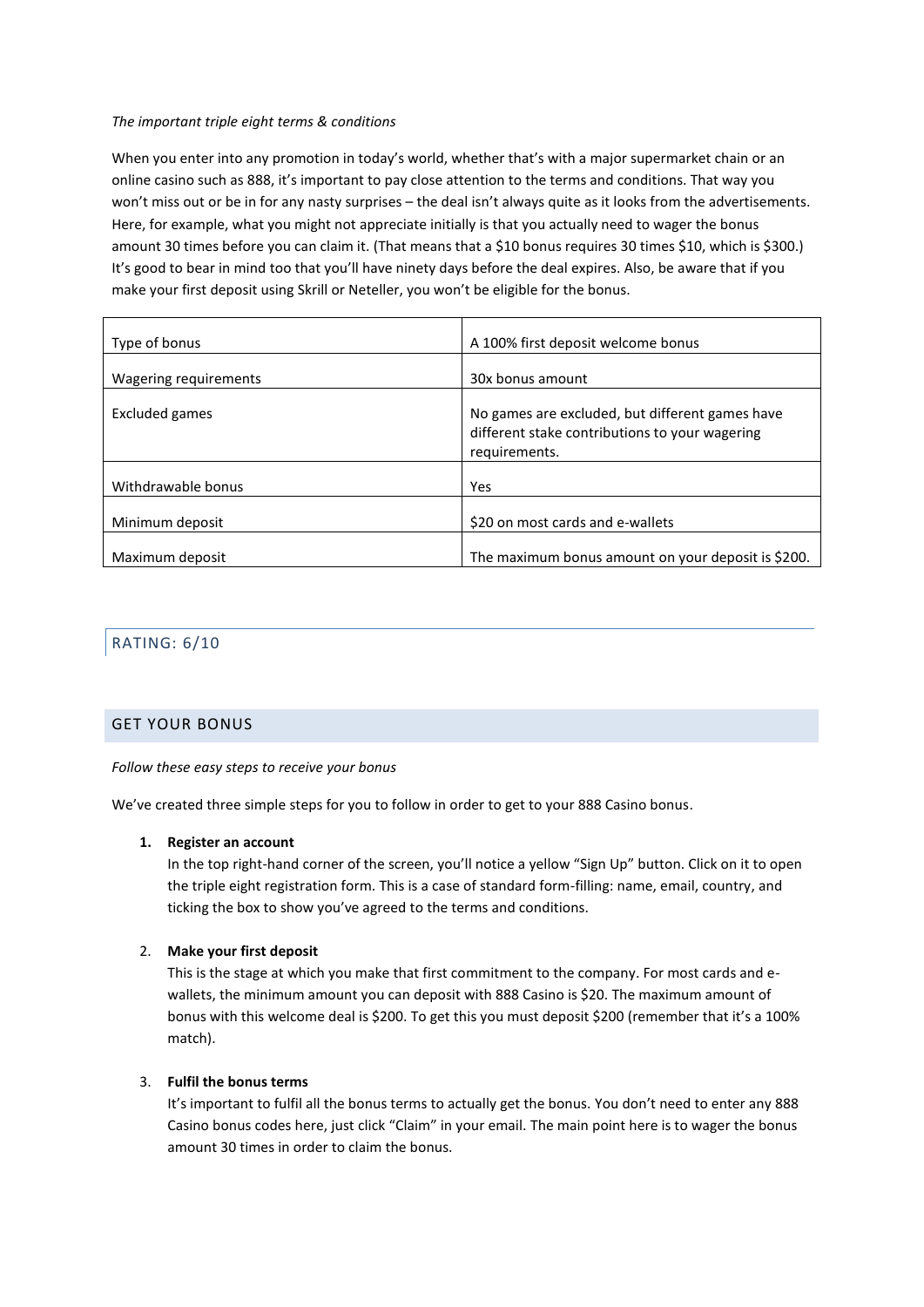*The important triple eight terms & conditions*

When you enter into any promotion in today's world, whether that's with a major supermarket chain or an online casino such as 888, it's important to pay close attention to the terms and conditions. That way you won't miss out or be in for any nasty surprises – the deal isn't always quite as it looks from the advertisements. Here, for example, what you might not appreciate initially is that you actually need to wager the bonus amount 30 times before you can claim it. (That means that a $10 bonus requires 30 times $10, which is $300.) It's good to bear in mind too that you'll have ninety days before the deal expires. Also, be aware that if you make your first deposit using Skrill or Neteller, you won't be eligible for the bonus.

| Type of bonus | A 100% first deposit welcome bonus |
|---|---|
| Wagering requirements | 30x bonus amount |
| Excluded games | No games are excluded, but different games have different stake contributions to your wagering requirements. |
| Withdrawable bonus | Yes |
| Minimum deposit | $20 on most cards and e-wallets |
| Maximum deposit | The maximum bonus amount on your deposit is $200. |

## RATING: 6/10

## GET YOUR BONUS

*Follow these easy steps to receive your bonus*

We've created three simple steps for you to follow in order to get to your 888 Casino bonus.

1. **Register an account**
   In the top right-hand corner of the screen, you'll notice a yellow "Sign Up" button. Click on it to open the triple eight registration form. This is a case of standard form-filling: name, email, country, and ticking the box to show you've agreed to the terms and conditions.

2. **Make your first deposit**
   This is the stage at which you make that first commitment to the company. For most cards and e-wallets, the minimum amount you can deposit with 888 Casino is $20. The maximum amount of bonus with this welcome deal is $200. To get this you must deposit $200 (remember that it's a 100% match).

3. **Fulfil the bonus terms**
   It's important to fulfil all the bonus terms to actually get the bonus. You don't need to enter any 888 Casino bonus codes here, just click "Claim" in your email. The main point here is to wager the bonus amount 30 times in order to claim the bonus.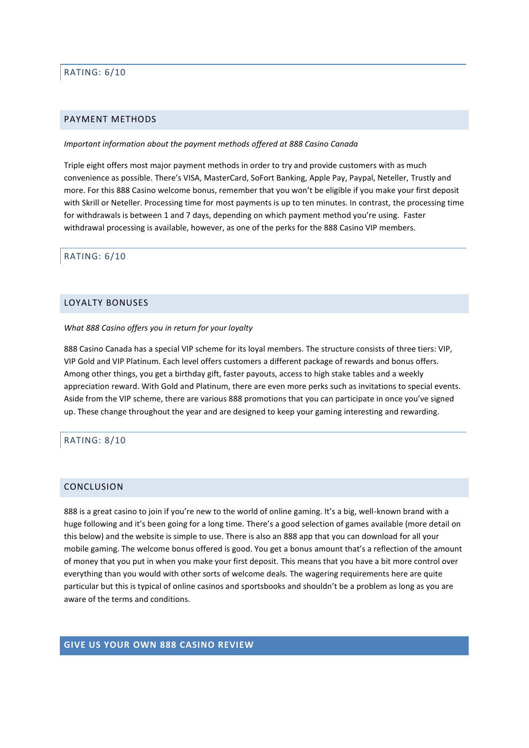RATING: 6/10

## PAYMENT METHODS

*Important information about the payment methods offered at 888 Casino Canada*

Triple eight offers most major payment methods in order to try and provide customers with as much convenience as possible. There's VISA, MasterCard, SoFort Banking, Apple Pay, Paypal, Neteller, Trustly and more. For this 888 Casino welcome bonus, remember that you won't be eligible if you make your first deposit with Skrill or Neteller. Processing time for most payments is up to ten minutes. In contrast, the processing time for withdrawals is between 1 and 7 days, depending on which payment method you're using. Faster withdrawal processing is available, however, as one of the perks for the 888 Casino VIP members.

RATING: 6/10

## LOYALTY BONUSES

*What 888 Casino offers you in return for your loyalty*

888 Casino Canada has a special VIP scheme for its loyal members. The structure consists of three tiers: VIP, VIP Gold and VIP Platinum. Each level offers customers a different package of rewards and bonus offers. Among other things, you get a birthday gift, faster payouts, access to high stake tables and a weekly appreciation reward. With Gold and Platinum, there are even more perks such as invitations to special events. Aside from the VIP scheme, there are various 888 promotions that you can participate in once you've signed up. These change throughout the year and are designed to keep your gaming interesting and rewarding.

RATING: 8/10

## CONCLUSION

888 is a great casino to join if you're new to the world of online gaming. It's a big, well-known brand with a huge following and it's been going for a long time. There's a good selection of games available (more detail on this below) and the website is simple to use. There is also an 888 app that you can download for all your mobile gaming. The welcome bonus offered is good. You get a bonus amount that's a reflection of the amount of money that you put in when you make your first deposit. This means that you have a bit more control over everything than you would with other sorts of welcome deals. The wagering requirements here are quite particular but this is typical of online casinos and sportsbooks and shouldn't be a problem as long as you are aware of the terms and conditions.

## GIVE US YOUR OWN 888 CASINO REVIEW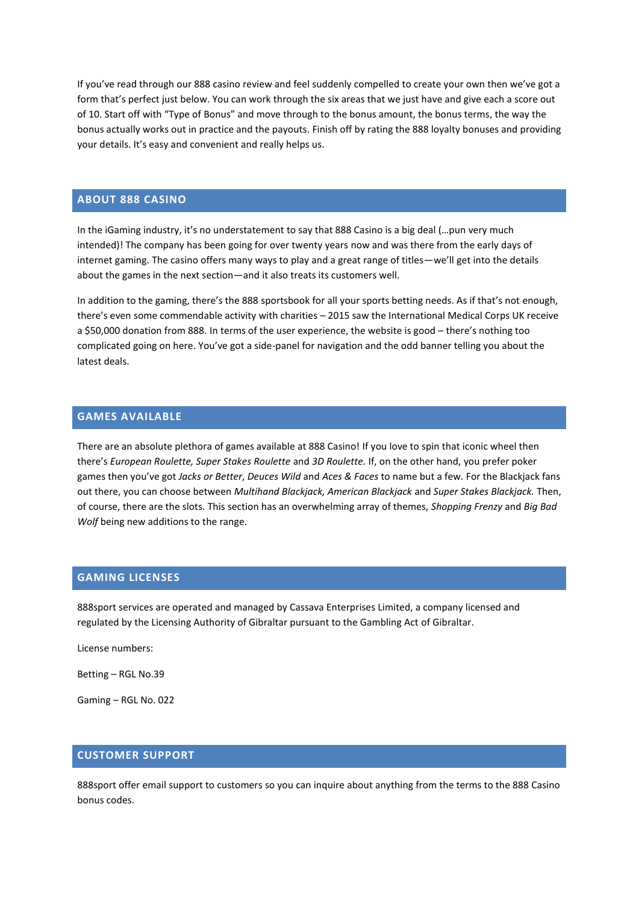If you've read through our 888 casino review and feel suddenly compelled to create your own then we've got a form that's perfect just below. You can work through the six areas that we just have and give each a score out of 10. Start off with "Type of Bonus" and move through to the bonus amount, the bonus terms, the way the bonus actually works out in practice and the payouts. Finish off by rating the 888 loyalty bonuses and providing your details. It's easy and convenient and really helps us.

## ABOUT 888 CASINO

In the iGaming industry, it's no understatement to say that 888 Casino is a big deal (…pun very much intended)! The company has been going for over twenty years now and was there from the early days of internet gaming. The casino offers many ways to play and a great range of titles—we'll get into the details about the games in the next section—and it also treats its customers well.

In addition to the gaming, there's the 888 sportsbook for all your sports betting needs. As if that's not enough, there's even some commendable activity with charities – 2015 saw the International Medical Corps UK receive a $50,000 donation from 888. In terms of the user experience, the website is good – there's nothing too complicated going on here. You've got a side-panel for navigation and the odd banner telling you about the latest deals.

## GAMES AVAILABLE

There are an absolute plethora of games available at 888 Casino! If you love to spin that iconic wheel then there's *European Roulette, Super Stakes Roulette* and *3D Roulette.* If, on the other hand, you prefer poker games then you've got *Jacks or Better*, *Deuces Wild* and *Aces & Faces* to name but a few. For the Blackjack fans out there, you can choose between *Multihand Blackjack, American Blackjack* and *Super Stakes Blackjack.* Then, of course, there are the slots. This section has an overwhelming array of themes, *Shopping Frenzy* and *Big Bad Wolf* being new additions to the range.

## GAMING LICENSES

888sport services are operated and managed by Cassava Enterprises Limited, a company licensed and regulated by the Licensing Authority of Gibraltar pursuant to the Gambling Act of Gibraltar.

License numbers:

Betting – RGL No.39

Gaming – RGL No. 022

## CUSTOMER SUPPORT

888sport offer email support to customers so you can inquire about anything from the terms to the 888 Casino bonus codes.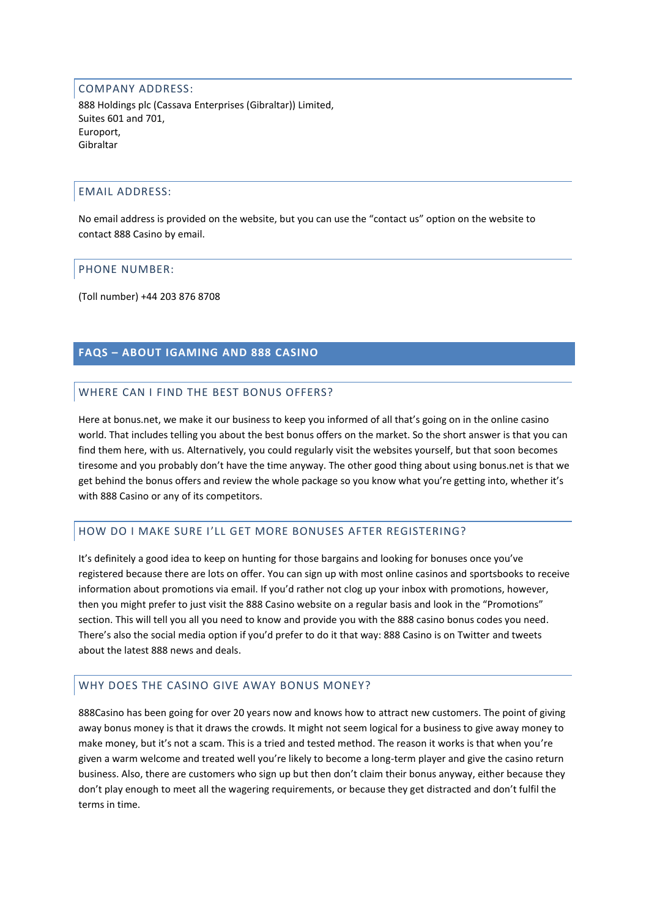### COMPANY ADDRESS:

888 Holdings plc (Cassava Enterprises (Gibraltar)) Limited,
Suites 601 and 701,
Europort,
Gibraltar

### EMAIL ADDRESS:

No email address is provided on the website, but you can use the "contact us" option on the website to contact 888 Casino by email.

### PHONE NUMBER:

(Toll number) +44 203 876 8708

## FAQS – ABOUT IGAMING AND 888 CASINO

### WHERE CAN I FIND THE BEST BONUS OFFERS?

Here at bonus.net, we make it our business to keep you informed of all that's going on in the online casino world. That includes telling you about the best bonus offers on the market. So the short answer is that you can find them here, with us. Alternatively, you could regularly visit the websites yourself, but that soon becomes tiresome and you probably don't have the time anyway. The other good thing about using bonus.net is that we get behind the bonus offers and review the whole package so you know what you're getting into, whether it's with 888 Casino or any of its competitors.

### HOW DO I MAKE SURE I'LL GET MORE BONUSES AFTER REGISTERING?

It's definitely a good idea to keep on hunting for those bargains and looking for bonuses once you've registered because there are lots on offer. You can sign up with most online casinos and sportsbooks to receive information about promotions via email. If you'd rather not clog up your inbox with promotions, however, then you might prefer to just visit the 888 Casino website on a regular basis and look in the "Promotions" section. This will tell you all you need to know and provide you with the 888 casino bonus codes you need. There's also the social media option if you'd prefer to do it that way: 888 Casino is on Twitter and tweets about the latest 888 news and deals.

### WHY DOES THE CASINO GIVE AWAY BONUS MONEY?

888Casino has been going for over 20 years now and knows how to attract new customers. The point of giving away bonus money is that it draws the crowds. It might not seem logical for a business to give away money to make money, but it's not a scam. This is a tried and tested method. The reason it works is that when you're given a warm welcome and treated well you're likely to become a long-term player and give the casino return business. Also, there are customers who sign up but then don't claim their bonus anyway, either because they don't play enough to meet all the wagering requirements, or because they get distracted and don't fulfil the terms in time.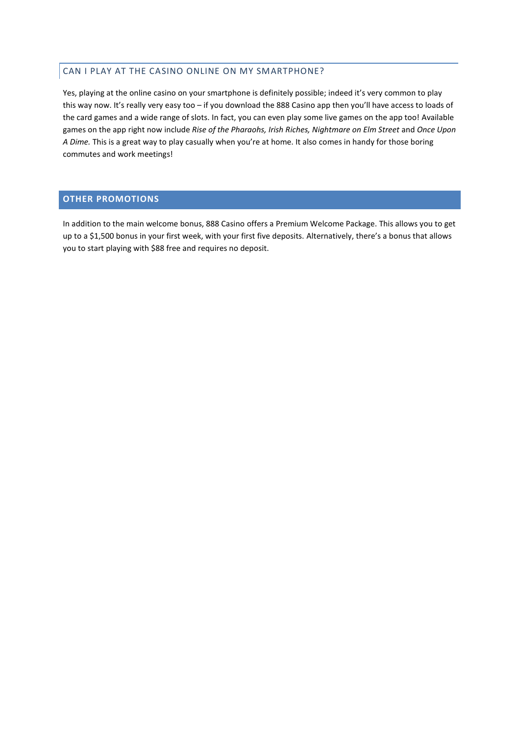## CAN I PLAY AT THE CASINO ONLINE ON MY SMARTPHONE?

Yes, playing at the online casino on your smartphone is definitely possible; indeed it's very common to play this way now. It's really very easy too – if you download the 888 Casino app then you'll have access to loads of the card games and a wide range of slots. In fact, you can even play some live games on the app too! Available games on the app right now include *Rise of the Pharaohs, Irish Riches, Nightmare on Elm Street* and *Once Upon A Dime.* This is a great way to play casually when you're at home. It also comes in handy for those boring commutes and work meetings!

## OTHER PROMOTIONS

In addition to the main welcome bonus, 888 Casino offers a Premium Welcome Package. This allows you to get up to a $1,500 bonus in your first week, with your first five deposits. Alternatively, there's a bonus that allows you to start playing with $88 free and requires no deposit.